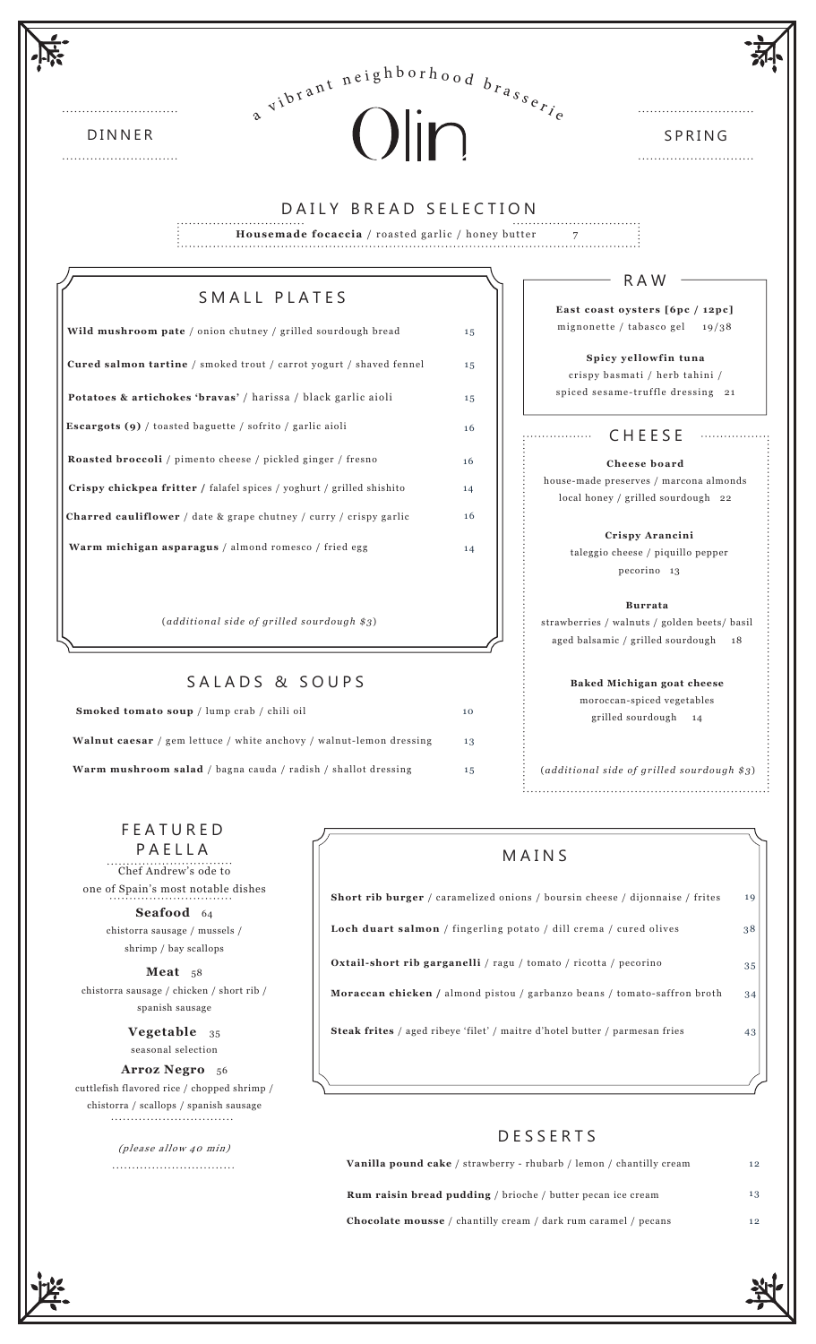DINNER

*a vibrant neighborhood brasserie*

# Olin

SPRING

## DAILY BREAD SELECTION

**Housemade focaccia** / roasted garlic / honey butter 7

## SMALL PLATES

**Wild mushroom pate** / onion chutney / grilled sourdough bread 15

**Cured salmon tartine** / smoked trout / carrot yogurt / shaved fennel 15

**Potatoes & artichokes 'bravas'** / harissa / black garlic aioli 15

**Escargots (9)** / toasted baguette / sofrito / garlic aioli 16

**Roasted broccoli** / pimento cheese / pickled ginger / fresno 16

**Crispy chickpea fritter /** falafel spices / yoghurt / grilled shishito 14

**Charred cauliflower** / date & grape chutney / curry / crispy garlic 16

**Warm michigan asparagus** / almond romesco / fried egg 14

(*additional side of grilled sourdough $3*)

## RAW

**East coast oysters [6pc / 12pc]**
mignonette / tabasco gel 19/38

**Spicy yellowfin tuna**
crispy basmati / herb tahini / spiced sesame-truffle dressing 21

## CHEESE

**Cheese board**
house-made preserves / marcona almonds local honey / grilled sourdough 22

**Crispy Arancini**
taleggio cheese / piquillo pepper pecorino 13

**Burrata**
strawberries / walnuts / golden beets/ basil aged balsamic / grilled sourdough 18

**Baked Michigan goat cheese**
moroccan-spiced vegetables grilled sourdough 14

(*additional side of grilled sourdough $3*)

## SALADS & SOUPS

**Smoked tomato soup** / lump crab / chili oil 10

**Walnut caesar** / gem lettuce / white anchovy / walnut-lemon dressing 13

**Warm mushroom salad** / bagna cauda / radish / shallot dressing 15

## FEATURED PAELLA

Chef Andrew's ode to one of Spain's most notable dishes

**Seafood** 64
chistorra sausage / mussels / shrimp / bay scallops

**Meat** 58
chistorra sausage / chicken / short rib / spanish sausage

**Vegetable** 35
seasonal selection

**Arroz Negro** 56
cuttlefish flavored rice / chopped shrimp / chistorra / scallops / spanish sausage

*(please allow 40 min)*

## MAINS

**Short rib burger** / caramelized onions / boursin cheese / dijonnaise / frites 19

**Loch duart salmon** / fingerling potato / dill crema / cured olives 38

**Oxtail-short rib garganelli** / ragu / tomato / ricotta / pecorino 35

**Moraccan chicken /** almond pistou / garbanzo beans / tomato-saffron broth 34

**Steak frites** / aged ribeye 'filet' / maitre d'hotel butter / parmesan fries 43

## DESSERTS

**Vanilla pound cake** / strawberry - rhubarb / lemon / chantilly cream 12

**Rum raisin bread pudding** / brioche / butter pecan ice cream 13

**Chocolate mousse** / chantilly cream / dark rum caramel / pecans 12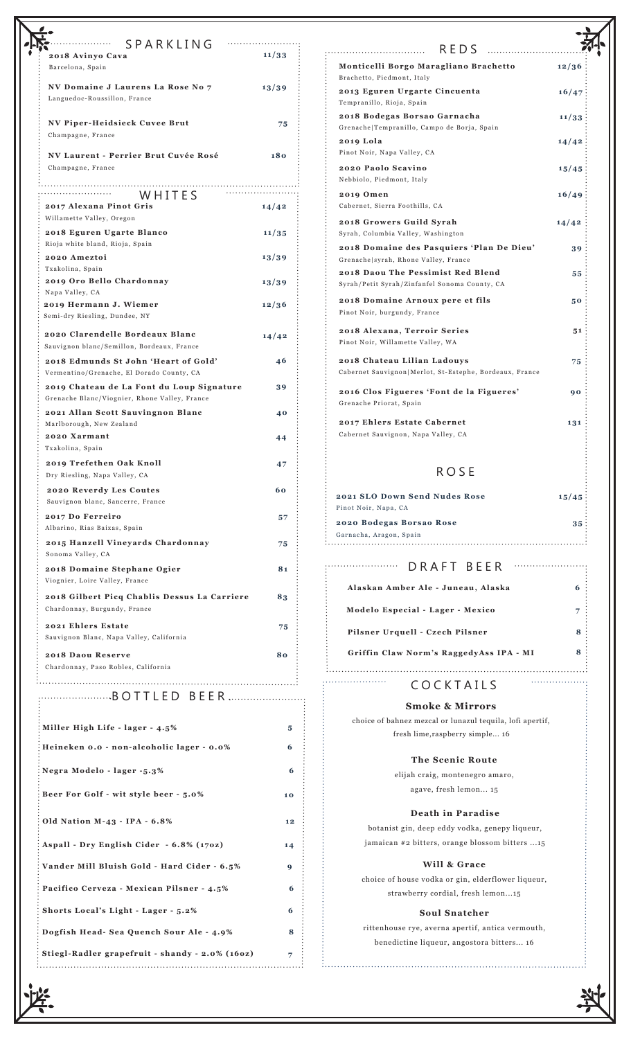## SPARKLING

| | |
|---|---|
| **2018 Avinyo Cava**<br>Barcelona, Spain | 11/33 |
| **NV Domaine J Laurens La Rose No 7**<br>Languedoc-Roussillon, France | 13/39 |
| **NV Piper-Heidsieck Cuvee Brut**<br>Champagne, France | 75 |
| **NV Laurent - Perrier Brut Cuvée Rosé**<br>Champagne, France | 180 |

## WHITES

| | |
|---|---|
| **2017 Alexana Pinot Gris**<br>Willamette Valley, Oregon | 14/42 |
| **2018 Eguren Ugarte Blanco**<br>Rioja white bland, Rioja, Spain | 11/35 |
| **2020 Ameztoi**<br>Txakolina, Spain | 13/39 |
| **2019 Oro Bello Chardonnay**<br>Napa Valley, CA | 13/39 |
| **2019 Hermann J. Wiemer**<br>Semi-dry Riesling, Dundee, NY | 12/36 |
| **2020 Clarendelle Bordeaux Blanc**<br>Sauvignon blanc/Semillon, Bordeaux, France | 14/42 |
| **2018 Edmunds St John 'Heart of Gold'**<br>Vermentino/Grenache, El Dorado County, CA | 46 |
| **2019 Chateau de La Font du Loup Signature**<br>Grenache Blanc/Viognier, Rhone Valley, France | 39 |
| **2021 Allan Scott Sauvignon Blanc**<br>Marlborough, New Zealand | 40 |
| **2020 Xarmant**<br>Txakolina, Spain | 44 |
| **2019 Trefethen Oak Knoll**<br>Dry Riesling, Napa Valley, CA | 47 |
| **2020 Reverdy Les Coutes**<br>Sauvignon blanc, Sancerre, France | 60 |
| **2017 Do Ferreiro**<br>Albarino, Rias Baixas, Spain | 57 |
| **2015 Hanzell Vineyards Chardonnay**<br>Sonoma Valley, CA | 75 |
| **2018 Domaine Stephane Ogier**<br>Viognier, Loire Valley, France | 81 |
| **2018 Gilbert Picq Chablis Dessus La Carriere**<br>Chardonnay, Burgundy, France | 83 |
| **2021 Ehlers Estate**<br>Sauvignon Blanc, Napa Valley, California | 75 |
| **2018 Daou Reserve**<br>Chardonnay, Paso Robles, California | 80 |

## BOTTLED BEER

| | |
|---|---|
| **Miller High Life - lager - 4.5%** | 5 |
| **Heineken 0.0 - non-alcoholic lager - 0.0%** | 6 |
| **Negra Modelo - lager -5.3%** | 6 |
| **Beer For Golf - wit style beer - 5.0%** | 10 |
| **Old Nation M-43 - IPA - 6.8%** | 12 |
| **Aspall - Dry English Cider - 6.8% (17oz)** | 14 |
| **Vander Mill Bluish Gold - Hard Cider - 6.5%** | 9 |
| **Pacifico Cerveza - Mexican Pilsner - 4.5%** | 6 |
| **Shorts Local's Light - Lager - 5.2%** | 6 |
| **Dogfish Head- Sea Quench Sour Ale - 4.9%** | 8 |
| **Stiegl-Radler grapefruit - shandy - 2.0% (16oz)** | 7 |

## REDS

| | |
|---|---|
| **Monticelli Borgo Maragliano Brachetto**<br>Brachetto, Piedmont, Italy | 12/36 |
| **2013 Eguren Urgarte Cincuenta**<br>Tempranillo, Rioja, Spain | 16/47 |
| **2018 Bodegas Borsao Garnacha**<br>Grenache\|Tempranillo, Campo de Borja, Spain | 11/33 |
| **2019 Lola**<br>Pinot Noir, Napa Valley, CA | 14/42 |
| **2020 Paolo Scavino**<br>Nebbiolo, Piedmont, Italy | 15/45 |
| **2019 Omen**<br>Cabernet, Sierra Foothills, CA | 16/49 |
| **2018 Growers Guild Syrah**<br>Syrah, Columbia Valley, Washington | 14/42 |
| **2018 Domaine des Pasquiers 'Plan De Dieu'**<br>Grenache\|syrah, Rhone Valley, France | 39 |
| **2018 Daou The Pessimist Red Blend**<br>Syrah/Petit Syrah/Zinfanfel Sonoma County, CA | 55 |
| **2018 Domaine Arnoux pere et fils**<br>Pinot Noir, burgundy, France | 50 |
| **2018 Alexana, Terroir Series**<br>Pinot Noir, Willamette Valley, WA | 51 |
| **2018 Chateau Lilian Ladouys**<br>Cabernet Sauvignon\|Merlot, St-Estephe, Bordeaux, France | 75 |
| **2016 Clos Figueres 'Font de la Figueres'**<br>Grenache Priorat, Spain | 90 |
| **2017 Ehlers Estate Cabernet**<br>Cabernet Sauvignon, Napa Valley, CA | 131 |

## ROSE

| | |
|---|---|
| **2021 SLO Down Send Nudes Rose**<br>Pinot Noir, Napa, CA | 15/45 |
| **2020 Bodegas Borsao Rose**<br>Garnacha, Aragon, Spain | 35 |

## DRAFT BEER

| | |
|---|---|
| **Alaskan Amber Ale - Juneau, Alaska** | 6 |
| **Modelo Especial - Lager - Mexico** | 7 |
| **Pilsner Urquell - Czech Pilsner** | 8 |
| **Griffin Claw Norm's RaggedyAss IPA - MI** | 8 |

## COCKTAILS

**Smoke & Mirrors**

choice of bahnez mezcal or lunazul tequila, lofi apertif, fresh lime,raspberry simple... 16

**The Scenic Route**

elijah craig, montenegro amaro, agave, fresh lemon... 15

**Death in Paradise**

botanist gin, deep eddy vodka, genepy liqueur, jamaican #2 bitters, orange blossom bitters ...15

**Will & Grace**

choice of house vodka or gin, elderflower liqueur, strawberry cordial, fresh lemon...15

**Soul Snatcher**

rittenhouse rye, averna apertif, antica vermouth, benedictine liqueur, angostora bitters... 16